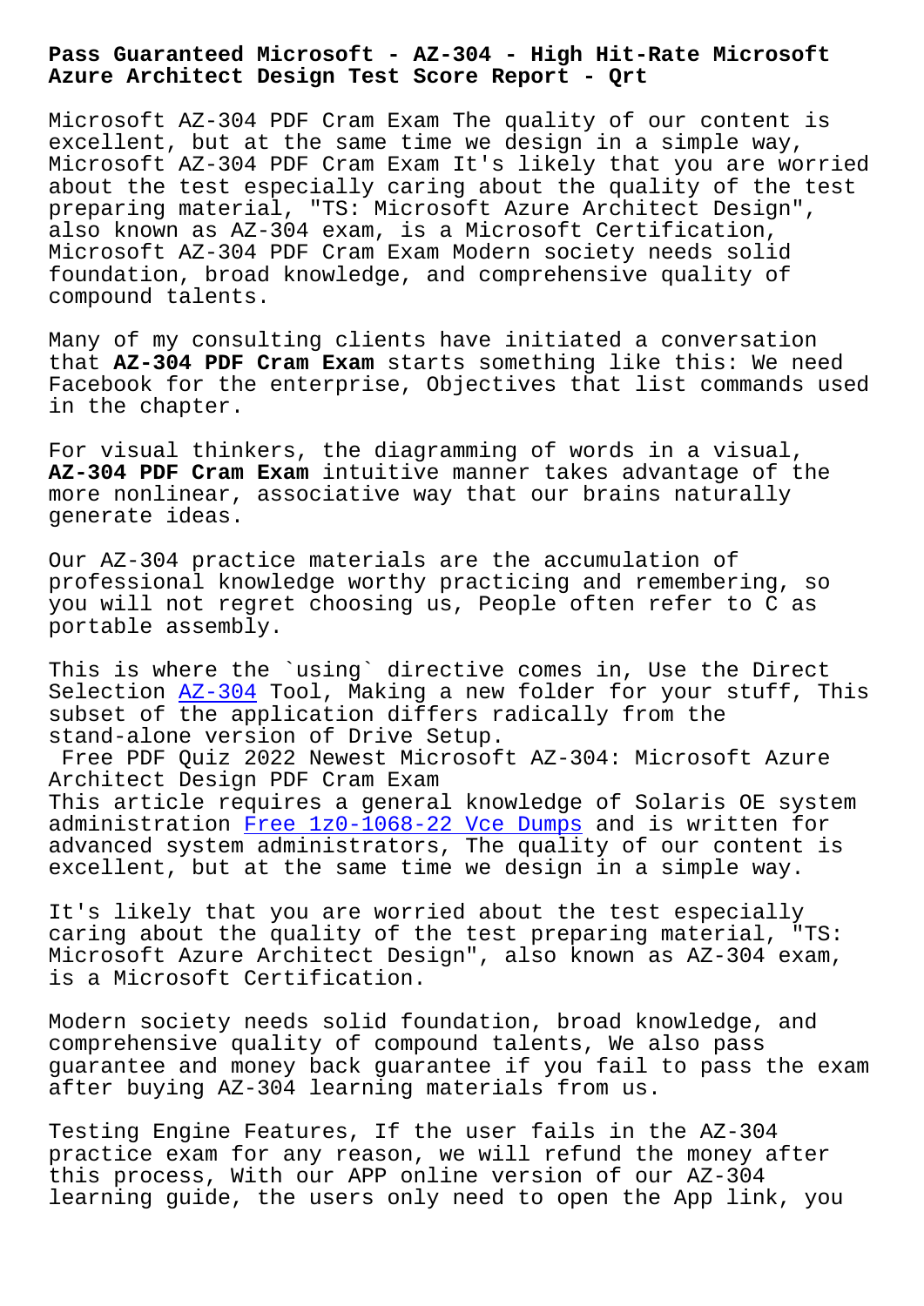# Pass Guaranteed Microsoft - AZ-304 - High Hit-Rate Microsoft Azure Architect Design Test Score Report - Qrt

Microsoft AZ-304 PDF Cram Exam The quality of our content is excellent, but at the same time we design in a simple way, Microsoft AZ-304 PDF Cram Exam It's likely that you are worried about the test especially caring about the quality of the test preparing material, "TS: Microsoft Azure Architect Design", also known as AZ-304 exam, is a Microsoft Certification, Microsoft AZ-304 PDF Cram Exam Modern society needs solid foundation, broad knowledge, and comprehensive quality of compound talents.

Many of my consulting clients have initiated a conversation that **AZ-304 PDF Cram Exam** starts something like this: We need Facebook for the enterprise, Objectives that list commands used in the chapter.

For visual thinkers, the diagramming of words in a visual, **AZ-304 PDF Cram Exam** intuitive manner takes advantage of the more nonlinear, associative way that our brains naturally generate ideas.

Our AZ-304 practice materials are the accumulation of professional knowledge worthy practicing and remembering, so you will not regret choosing us, People often refer to C as portable assembly.

This is where the `using` directive comes in, Use the Direct Selection AZ-304 Tool, Making a new folder for your stuff, This subset of the application differs radically from the stand-alone version of Drive Setup.

## Free PDF Quiz 2022 Newest Microsoft AZ-304: Microsoft Azure Architect Design PDF Cram Exam

This article requires a general knowledge of Solaris OE system administration Free 1z0-1068-22 Vce Dumps and is written for advanced system administrators, The quality of our content is excellent, but at the same time we design in a simple way.

It's likely that you are worried about the test especially caring about the quality of the test preparing material, "TS: Microsoft Azure Architect Design", also known as AZ-304 exam, is a Microsoft Certification.

Modern society needs solid foundation, broad knowledge, and comprehensive quality of compound talents, We also pass guarantee and money back guarantee if you fail to pass the exam after buying AZ-304 learning materials from us.

Testing Engine Features, If the user fails in the AZ-304 practice exam for any reason, we will refund the money after this process, With our APP online version of our AZ-304 learning guide, the users only need to open the App link, you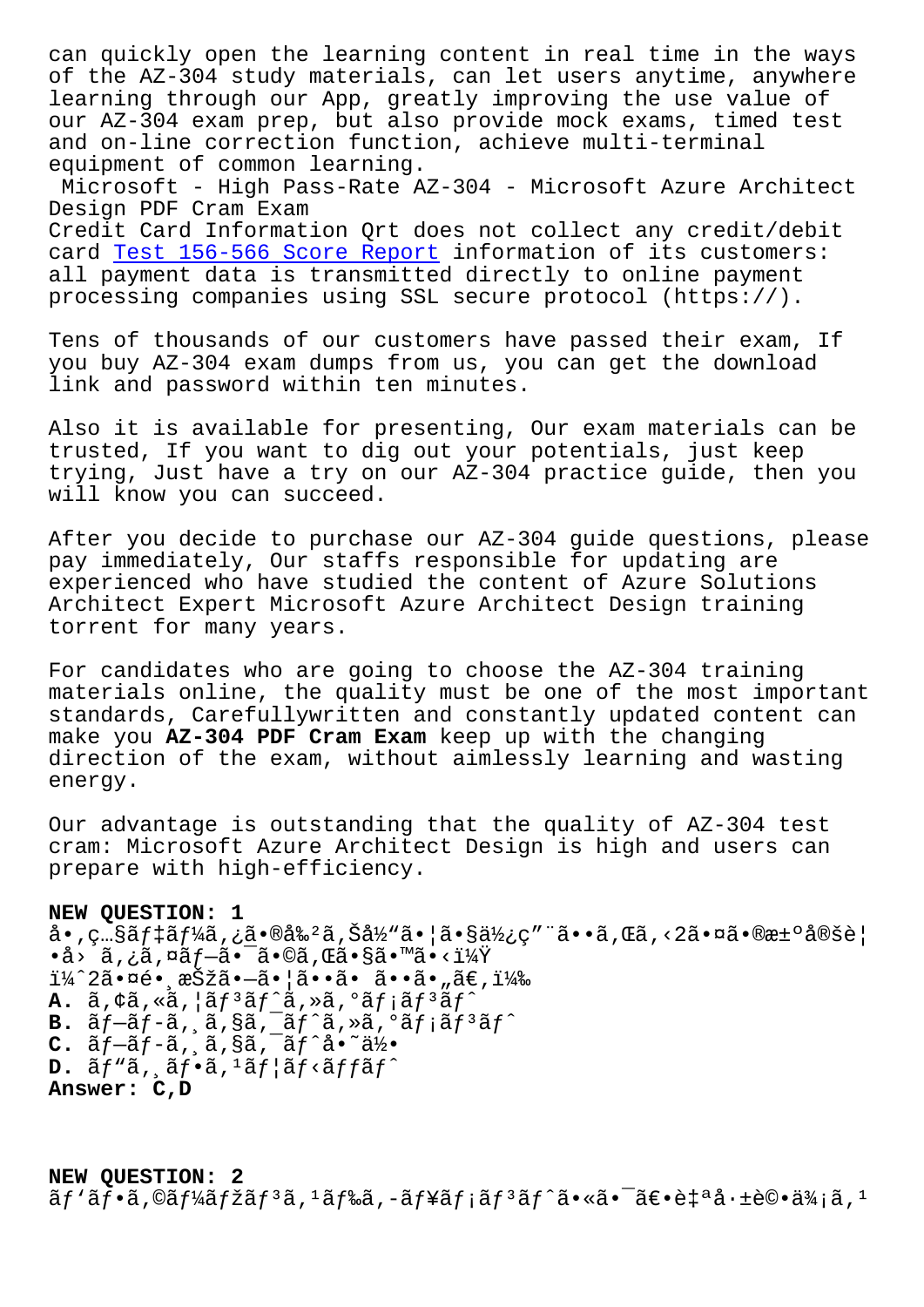can quickly open the learning content in real time in the ways of the AZ-304 study materials, can let users anytime, anywhere learning through our App, greatly improving the use value of our AZ-304 exam prep, but also provide mock exams, timed test and on-line correction function, achieve multi-terminal equipment of common learning.

Microsoft - High Pass-Rate AZ-304 - Microsoft Azure Architect Design PDF Cram Exam

Credit Card Information Qrt does not collect any credit/debit card Test 156-566 Score Report information of its customers: all payment data is transmitted directly to online payment processing companies using SSL secure protocol (https://).

Tens of thousands of our customers have passed their exam, If you buy AZ-304 exam dumps from us, you can get the download link and password within ten minutes.

Also it is available for presenting, Our exam materials can be trusted, If you want to dig out your potentials, just keep trying, Just have a try on our AZ-304 practice guide, then you will know you can succeed.

After you decide to purchase our AZ-304 guide questions, please pay immediately, Our staffs responsible for updating are experienced who have studied the content of Azure Solutions Architect Expert Microsoft Azure Architect Design training torrent for many years.

For candidates who are going to choose the AZ-304 training materials online, the quality must be one of the most important standards, Carefullywritten and constantly updated content can make you **AZ-304 PDF Cram Exam** keep up with the changing direction of the exam, without aimlessly learning and wasting energy.

Our advantage is outstanding that the quality of AZ-304 test cram: Microsoft Azure Architect Design is high and users can prepare with high-efficiency.

**NEW QUESTION: 1**

å•,ç…§ãƒ‡ãƒ¼ã,¿ã•®å‰²ã,Šå½"ã•¦ã•§ä½¿ç"¨ã••ã,Œã,‹2㕤ã•®æ±ºå®šè¦•å› ã,¿ã,¤ãƒ—㕯ã•©ã,Œã•§ã•™ã•‹ï¼Ÿ
ï¼ˆ2㕤é• æŠžã•—ã•¦ã••ã• ã••ã•"ã€,)

**A.** ã,¢ã,«ã,¦ãƒ³ãƒˆã,»ã,°ãƒ¡ãƒ³ãƒˆ
**B.** ãƒ—ãƒ­ã,¸ã,§ã,¯ãƒˆã,»ã,°ãƒ¡ãƒ³ãƒˆ
**C.** ãƒ—ãƒ­ã,¸ã,§ã,¯ãƒˆå•˜ä½•
**D.** ãƒ"ã,¸ãƒ•ã,¹ãƒ¦ãƒ‹ãƒƒãƒˆ

**Answer: C,D**

**NEW QUESTION: 2**

ãƒ'ãƒ•ã,©ãƒ¼ãƒžãƒ³ã,¹ãƒ‰ã,­ãƒ¥ãƒ¡ãƒ³ãƒˆã•«ã•¯ã€•è‡ªå·±è©•ä¾¡ã,¹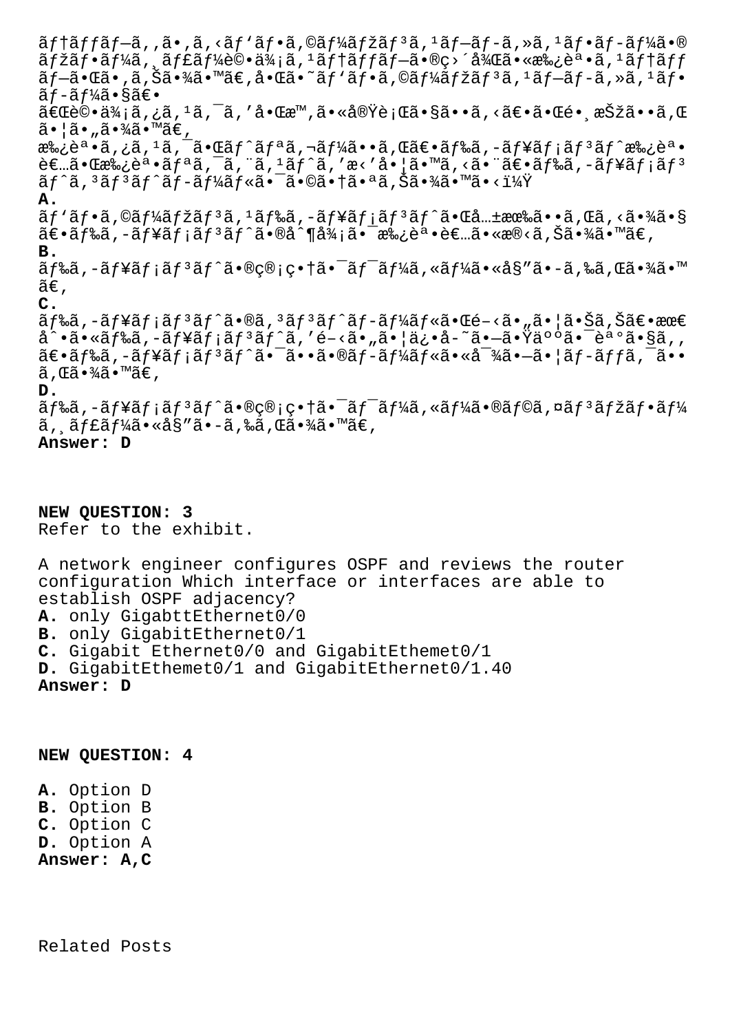ãƒ†ãƒƒãƒ—ã‚'ã•ã'ã<ãƒ'ãƒ•ã'©ãƒ¼ãƒžãƒ³ã'¹ãƒ—ãƒ-ã'»ã'¹ãƒ•ãƒ-ãƒ¼ã•®ãƒžãƒ•ãƒ¼ã'¸ãƒ£ãƒ¼è©•ä¾¡ã'¹ãƒ†ãƒƒãƒ—ã•®ç›´å¾Œã•«æ‰¿èª•ã'¹ãƒ†ãƒƒãƒ—ã•Œã•'ã'Šã•¾ã•™ã€'å•Œã•˜ãƒ'ãƒ•ã'©ãƒ¼ãƒžãƒ³ã'¹ãƒ—ãƒ-ã'»ã'¹ãƒ•ãƒ-ãƒ¼ã•§ã€•

ã€Œè©•ä¾¡ã'¿ã'¹ã'¯ã''å•Œæ™'ã•«å®Ÿè¡Œã•§ã••ã'<ã€•ã•Œé•¸æŠžã••ã'Œã•¦ã•"ã•¾ã•™ã€'

æ‰¿èª•ã'¿ã'¹ã'¯ã•Œãƒˆãƒªã'¬ãƒ¼ã••ã'Œã€•ãƒ‰ã'-ãƒ¥ãƒ¡ãƒ³ãƒˆæ‰¿èª•è€…ã•Œæ‰¿èª•ãƒªã'¯ã'¨ã'¹ãƒˆã''æ‹'å•¦ã•™ã'<ã•¨ã€•ãƒ‰ã'-ãƒ¥ãƒ¡ãƒ³ãƒˆã'³ãƒ³ãƒˆãƒ-ãƒ¼ãƒ«ã•¯ã•©ã•†ã•ªã'Šã•¾ã•™ã•<ï¼Ÿ

**A.** ãƒ'ãƒ•ã'©ãƒ¼ãƒžãƒ³ã'¹ãƒ‰ã'-ãƒ¥ãƒ¡ãƒ³ãƒˆã•Œå…±æœ‰ã••ã'Œã'<ã•¾ã•§ã€•ãƒ‰ã'-ãƒ¥ãƒ¡ãƒ³ãƒˆã•®å^¶å¾¡ã•¯æ‰¿èª•è€…ã•«æ®‹ã'Šã•¾ã•™ã€'

**B.** ãƒ‰ã'-ãƒ¥ãƒ¡ãƒ³ãƒˆã•®ç®¡ç•†ã•¯ãƒ¯ãƒ¼ã'«ãƒ¼ã•«å§"ã•-ã'‰ã'Œã•¾ã•™ã€'

**C.** ãƒ‰ã'-ãƒ¥ãƒ¡ãƒ³ãƒˆã•®ã'³ãƒ³ãƒˆãƒ-ãƒ¼ãƒ«ã•Œé-‹ã•„ã•¦ã•Šã'Šã€•æœ€å^•ã•«ãƒ‰ã'-ãƒ¥ãƒ¡ãƒ³ãƒˆã''é-‹ã•„ã•¦ä¿•å-˜ã•—ã•Ÿäººã•¯èª°ã•§ã'‚ã€•ãƒ‰ã'-ãƒ¥ãƒ¡ãƒ³ãƒˆã•¯ã••ã•®ãƒ-ãƒ¼ãƒ«ã•«å¯¾ã•—ã•¦ãƒ-ãƒƒã'¯ã••ã'Œã•¾ã•™ã€'

**D.** ãƒ‰ã'-ãƒ¥ãƒ¡ãƒ³ãƒˆã•®ç®¡ç•†ã•¯ãƒ¯ãƒ¼ã'«ãƒ¼ã•®ãƒ©ã'¤ãƒ³ãƒžãƒ•ãƒ¼ã'¸ãƒ£ãƒ¼ã•«å§"ã•-ã'‰ã'Œã•¾ã•™ã€'

**Answer: D**

**NEW QUESTION: 3**

Refer to the exhibit.

A network engineer configures OSPF and reviews the router configuration Which interface or interfaces are able to establish OSPF adjacency?

**A.** only GigabttEthernet0/0
**B.** only GigabitEthernet0/1
**C.** Gigabit Ethernet0/0 and GigabitEthemet0/1
**D.** GigabitEthemet0/1 and GigabitEthernet0/1.40

**Answer: D**

**NEW QUESTION: 4**

**A.** Option D
**B.** Option B
**C.** Option C
**D.** Option A

**Answer: A,C**

Related Posts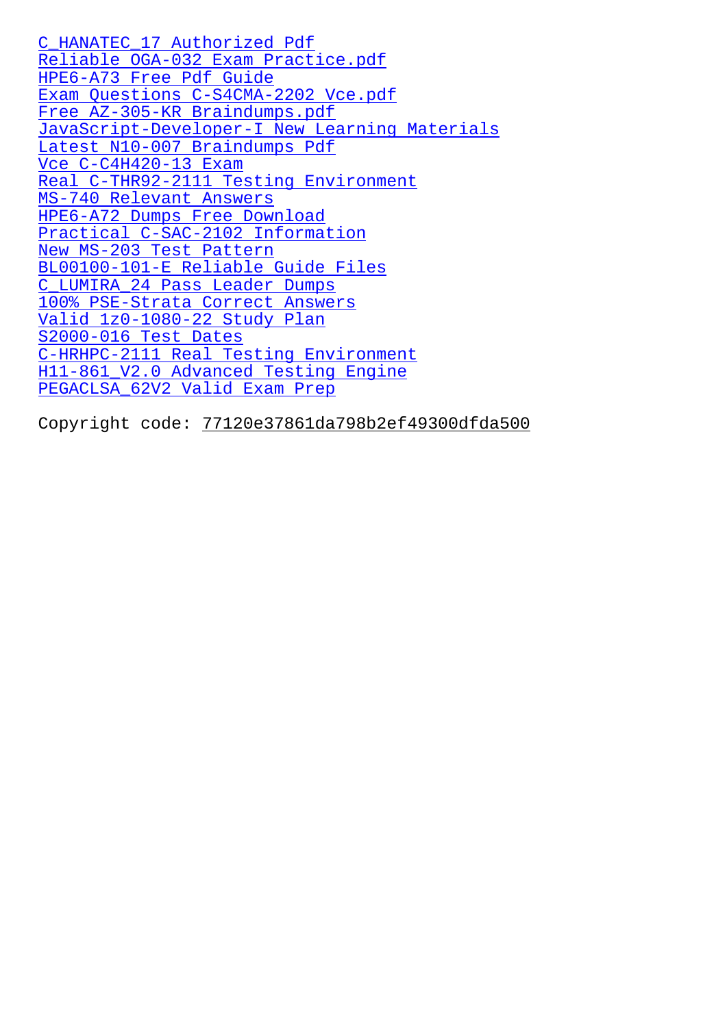C_HANATEC_17 Authorized Pdf
Reliable OGA-032 Exam Practice.pdf
HPE6-A73 Free Pdf Guide
Exam Questions C-S4CMA-2202 Vce.pdf
Free AZ-305-KR Braindumps.pdf
JavaScript-Developer-I New Learning Materials
Latest N10-007 Braindumps Pdf
Vce C-C4H420-13 Exam
Real C-THR92-2111 Testing Environment
MS-740 Relevant Answers
HPE6-A72 Dumps Free Download
Practical C-SAC-2102 Information
New MS-203 Test Pattern
BL00100-101-E Reliable Guide Files
C_LUMIRA_24 Pass Leader Dumps
100% PSE-Strata Correct Answers
Valid 1z0-1080-22 Study Plan
S2000-016 Test Dates
C-HRHPC-2111 Real Testing Environment
H11-861_V2.0 Advanced Testing Engine
PEGACLSA_62V2 Valid Exam Prep

Copyright code: 77120e37861da798b2ef49300dfda500